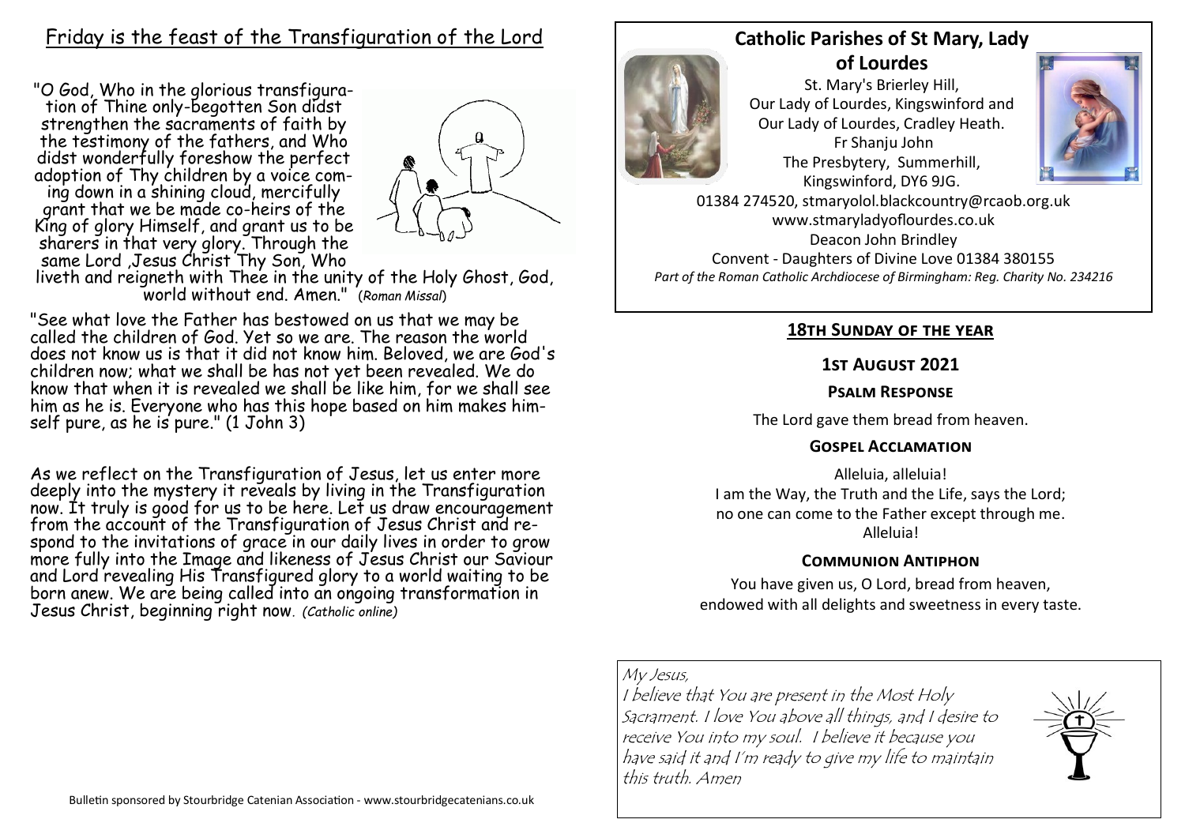## Friday is the feast of the Transfiguration of the Lord

"O God, Who in the glorious transfiguration of Thine only-begotten Son didst strengthen the sacraments of faith by the testimony of the fathers, and Who didst wonderfully foreshow the perfect adoption of Thy children by a voice coming down in a shining cloud, mercifully grant that we be made co-heirs of the King of glory Himself, and grant us to be sharers in that very glory. Through the same Lord ,Jesus Christ Thy Son, Who liveth and reigneth with Thee in the unity of the Holy Ghost, God, world without end. Amen." (*Roman Missal*)

"See what love the Father has bestowed on us that we may be called the children of God. Yet so we are. The reason the world does not know us is that it did not know him. Beloved, we are God's children now; what we shall be has not yet been revealed. We do know that when it is revealed we shall be like him, for we shall see him as he is. Everyone who has this hope based on him makes himself pure, as he is pure." (1 John 3)

As we reflect on the Transfiguration of Jesus, let us enter more deeply into the mystery it reveals by living in the Transfiguration now. It truly is good for us to be here. Let us draw encouragement from the account of the Transfiguration of Jesus Christ and respond to the invitations of grace in our daily lives in order to grow more fully into the Image and likeness of Jesus Christ our Saviour and Lord revealing His Transfigured glory to a world waiting to be born anew. We are being called into an ongoing transformation in Jesus Christ, beginning right now. *(Catholic online)*

Bulletin sponsored by Stourbridge Catenian Association - www.stourbridgecatenians.co.uk

# Catholic Parishes of St Mary, Lady of Lourdes

St. Mary's Brierley Hill,
Our Lady of Lourdes, Kingswinford and
Our Lady of Lourdes, Cradley Heath.
Fr Shanju John
The Presbytery, Summerhill,
Kingswinford, DY6 9JG.
01384 274520, stmaryolol.blackcountry@rcaob.org.uk
www.stmaryladyoflourdes.co.uk
Deacon John Brindley
Convent - Daughters of Divine Love 01384 380155
*Part of the Roman Catholic Archdiocese of Birmingham: Reg. Charity No. 234216*

## 18th Sunday of the year

### 1st August 2021

#### Psalm Response

The Lord gave them bread from heaven.

#### Gospel Acclamation

Alleluia, alleluia!
I am the Way, the Truth and the Life, says the Lord;
no one can come to the Father except through me.
Alleluia!

#### Communion Antiphon

You have given us, O Lord, bread from heaven,
endowed with all delights and sweetness in every taste.

*My Jesus,
I believe that You are present in the Most Holy Sacrament. I love You above all things, and I desire to receive You into my soul. I believe it because you have said it and I'm ready to give my life to maintain this truth. Amen*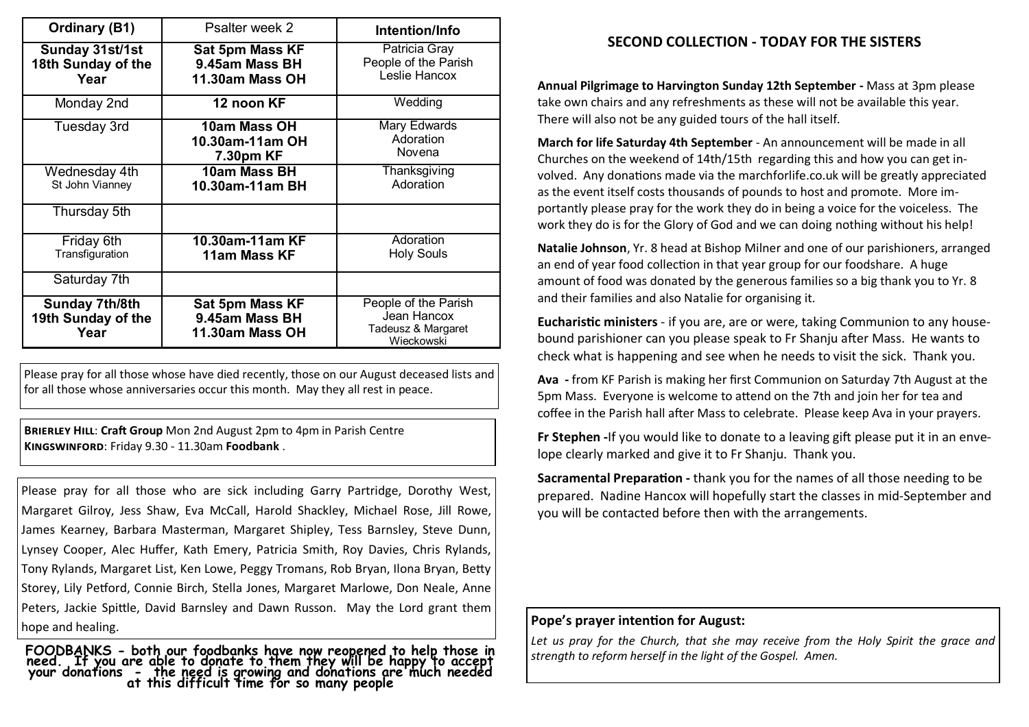| Ordinary (B1) | Psalter week 2 | Intention/Info |
|---|---|---|
| **Sunday 31st/1st 18th Sunday of the Year** | **Sat 5pm Mass KF 9.45am Mass BH 11.30am Mass OH** | Patricia Gray People of the Parish Leslie Hancox |
| Monday 2nd | **12 noon KF** | Wedding |
| Tuesday 3rd | **10am Mass OH 10.30am-11am OH 7.30pm KF** | Mary Edwards Adoration Novena |
| Wednesday 4th St John Vianney | **10am Mass BH 10.30am-11am BH** | Thanksgiving Adoration |
| Thursday 5th | | |
| Friday 6th Transfiguration | **10.30am-11am KF 11am Mass KF** | Adoration Holy Souls |
| Saturday 7th | | |
| **Sunday 7th/8th 19th Sunday of the Year** | **Sat 5pm Mass KF 9.45am Mass BH 11.30am Mass OH** | People of the Parish Jean Hancox Tadeusz & Margaret Wieckowski |

Please pray for all those whose have died recently, those on our August deceased lists and for all those whose anniversaries occur this month. May they all rest in peace.

**Brierley Hill**: **Craft Group** Mon 2nd August 2pm to 4pm in Parish Centre
**Kingswinford**: Friday 9.30 - 11.30am **Foodbank** .

Please pray for all those who are sick including Garry Partridge, Dorothy West, Margaret Gilroy, Jess Shaw, Eva McCall, Harold Shackley, Michael Rose, Jill Rowe, James Kearney, Barbara Masterman, Margaret Shipley, Tess Barnsley, Steve Dunn, Lynsey Cooper, Alec Huffer, Kath Emery, Patricia Smith, Roy Davies, Chris Rylands, Tony Rylands, Margaret List, Ken Lowe, Peggy Tromans, Rob Bryan, Ilona Bryan, Betty Storey, Lily Petford, Connie Birch, Stella Jones, Margaret Marlowe, Don Neale, Anne Peters, Jackie Spittle, David Barnsley and Dawn Russon. May the Lord grant them hope and healing.

**FOODBANKS - both our foodbanks have now reopened to help those in need. If you are able to donate to them they will be happy to accept your donations - the need is growing and donations are much needed at this difficult time for so many people**

## SECOND COLLECTION - TODAY FOR THE SISTERS

**Annual Pilgrimage to Harvington Sunday 12th September -** Mass at 3pm please take own chairs and any refreshments as these will not be available this year. There will also not be any guided tours of the hall itself.

**March for life Saturday 4th September** - An announcement will be made in all Churches on the weekend of 14th/15th regarding this and how you can get involved. Any donations made via the marchforlife.co.uk will be greatly appreciated as the event itself costs thousands of pounds to host and promote. More importantly please pray for the work they do in being a voice for the voiceless. The work they do is for the Glory of God and we can doing nothing without his help!

**Natalie Johnson**, Yr. 8 head at Bishop Milner and one of our parishioners, arranged an end of year food collection in that year group for our foodshare. A huge amount of food was donated by the generous families so a big thank you to Yr. 8 and their families and also Natalie for organising it.

**Eucharistic ministers** - if you are, are or were, taking Communion to any housebound parishioner can you please speak to Fr Shanju after Mass. He wants to check what is happening and see when he needs to visit the sick. Thank you.

**Ava -** from KF Parish is making her first Communion on Saturday 7th August at the 5pm Mass. Everyone is welcome to attend on the 7th and join her for tea and coffee in the Parish hall after Mass to celebrate. Please keep Ava in your prayers.

**Fr Stephen -**If you would like to donate to a leaving gift please put it in an envelope clearly marked and give it to Fr Shanju. Thank you.

**Sacramental Preparation -** thank you for the names of all those needing to be prepared. Nadine Hancox will hopefully start the classes in mid-September and you will be contacted before then with the arrangements.

**Pope's prayer intention for August:**

*Let us pray for the Church, that she may receive from the Holy Spirit the grace and strength to reform herself in the light of the Gospel. Amen.*